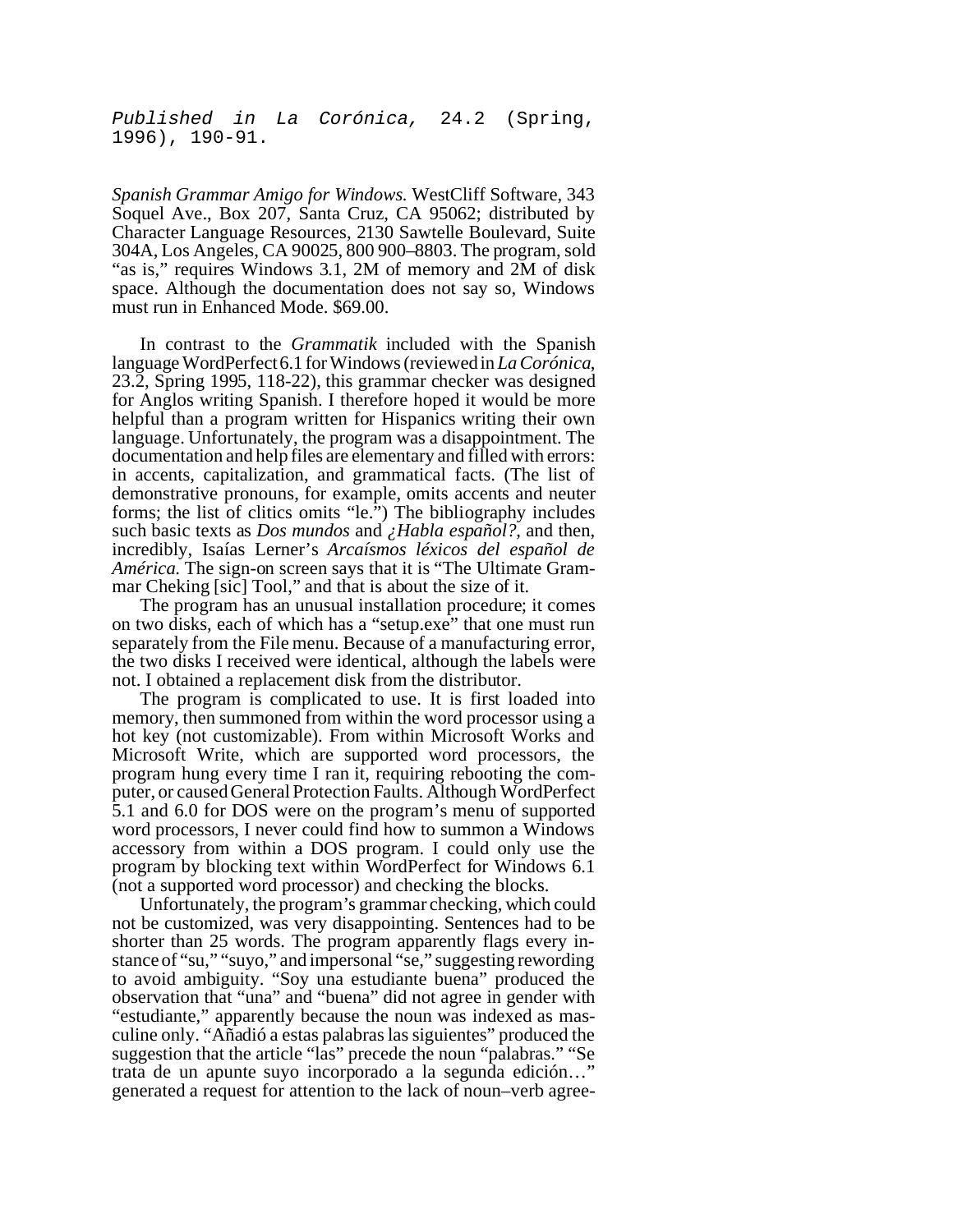Published in *La Corónica,* 24.2 (Spring, 1996), 190-91.

*Spanish Grammar Amigo for Windows.* WestCliff Software, 343 Soquel Ave., Box 207, Santa Cruz, CA 95062; distributed by Character Language Resources, 2130 Sawtelle Boulevard, Suite 304A, Los Angeles, CA 90025, 800 900–8803. The program, sold "as is," requires Windows 3.1, 2M of memory and 2M of disk space. Although the documentation does not say so, Windows must run in Enhanced Mode. $69.00.

In contrast to the *Grammatik* included with the Spanish language WordPerfect 6.1 for Windows (reviewed in *La Corónica*, 23.2, Spring 1995, 118-22), this grammar checker was designed for Anglos writing Spanish. I therefore hoped it would be more helpful than a program written for Hispanics writing their own language. Unfortunately, the program was a disappointment. The documentation and help files are elementary and filled with errors: in accents, capitalization, and grammatical facts. (The list of demonstrative pronouns, for example, omits accents and neuter forms; the list of clitics omits "le.") The bibliography includes such basic texts as *Dos mundos* and *¿Habla español?*, and then, incredibly, Isaías Lerner's *Arcaísmos léxicos del español de América.* The sign-on screen says that it is "The Ultimate Grammar Cheking [sic] Tool," and that is about the size of it.

The program has an unusual installation procedure; it comes on two disks, each of which has a "setup.exe" that one must run separately from the File menu. Because of a manufacturing error, the two disks I received were identical, although the labels were not. I obtained a replacement disk from the distributor.

The program is complicated to use. It is first loaded into memory, then summoned from within the word processor using a hot key (not customizable). From within Microsoft Works and Microsoft Write, which are supported word processors, the program hung every time I ran it, requiring rebooting the computer, or caused General Protection Faults. Although WordPerfect 5.1 and 6.0 for DOS were on the program's menu of supported word processors, I never could find how to summon a Windows accessory from within a DOS program. I could only use the program by blocking text within WordPerfect for Windows 6.1 (not a supported word processor) and checking the blocks.

Unfortunately, the program's grammar checking, which could not be customized, was very disappointing. Sentences had to be shorter than 25 words. The program apparently flags every instance of "su," "suyo," and impersonal "se," suggesting rewording to avoid ambiguity. "Soy una estudiante buena" produced the observation that "una" and "buena" did not agree in gender with "estudiante," apparently because the noun was indexed as masculine only. "Añadió a estas palabras las siguientes" produced the suggestion that the article "las" precede the noun "palabras." "Se trata de un apunte suyo incorporado a la segunda edición…" generated a request for attention to the lack of noun–verb agree-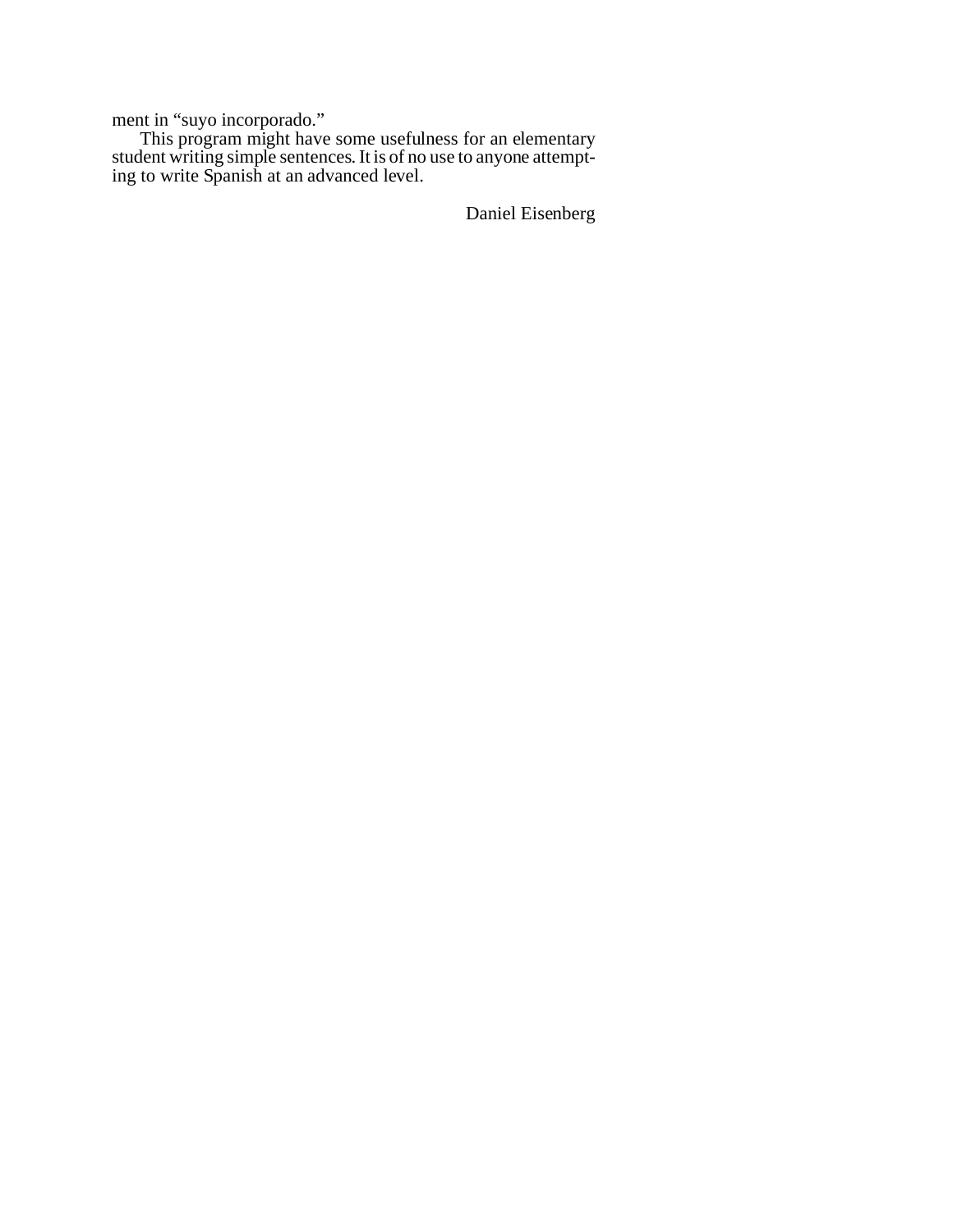ment in "suyo incorporado."

This program might have some usefulness for an elementary student writing simple sentences. It is of no use to anyone attempting to write Spanish at an advanced level.

Daniel Eisenberg